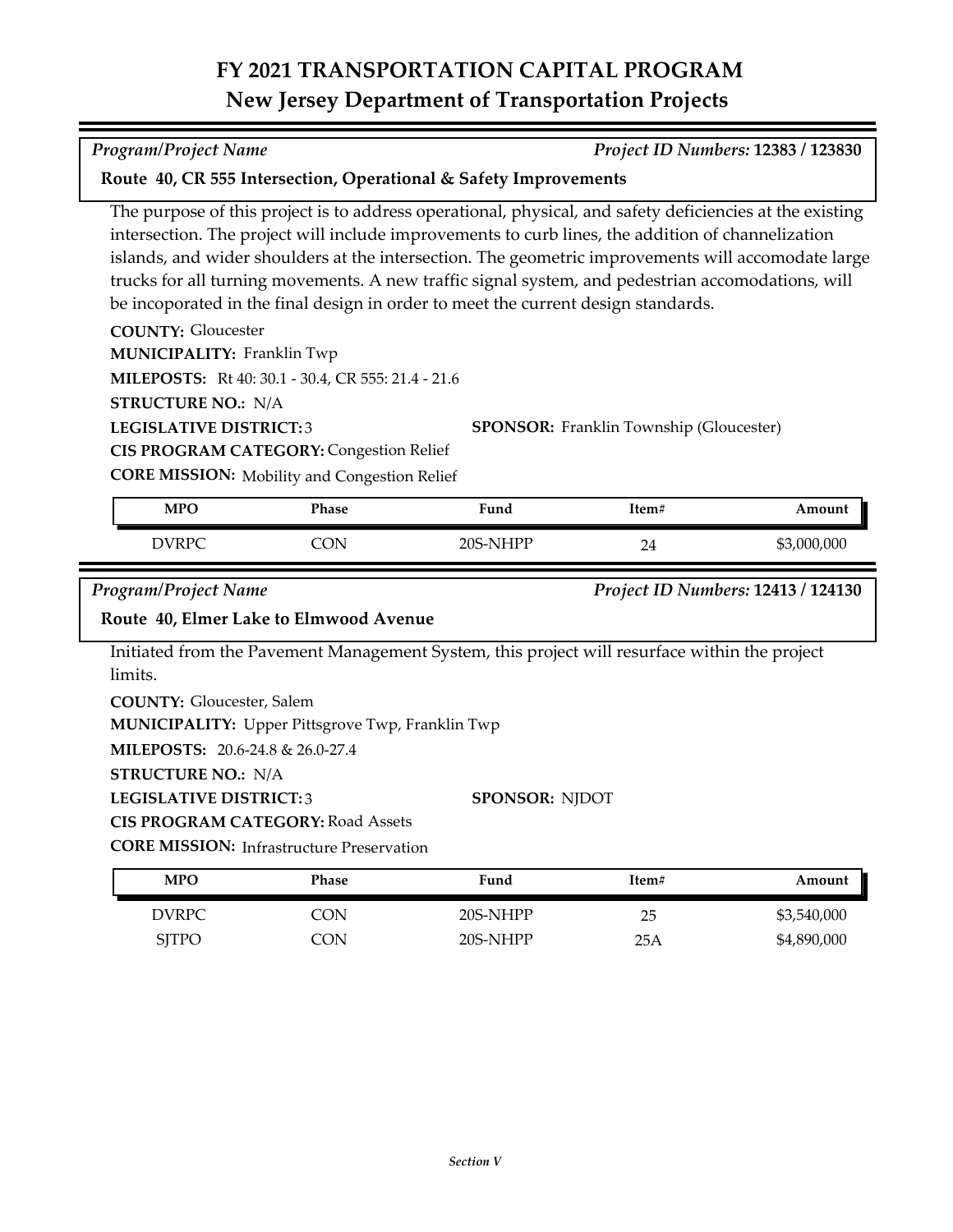# FY 2021 TRANSPORTATION CAPITAL PROGRAM
## New Jersey Department of Transportation Projects

*Program/Project Name* *Project ID Numbers:* **12383 / 123830**

**Route 40, CR 555 Intersection, Operational & Safety Improvements**

The purpose of this project is to address operational, physical, and safety deficiencies at the existing intersection. The project will include improvements to curb lines, the addition of channelization islands, and wider shoulders at the intersection. The geometric improvements will accomodate large trucks for all turning movements. A new traffic signal system, and pedestrian accomodations, will be incoporated in the final design in order to meet the current design standards.

**COUNTY:** Gloucester
**MUNICIPALITY:** Franklin Twp
**MILEPOSTS:** Rt 40: 30.1 - 30.4, CR 555: 21.4 - 21.6
**STRUCTURE NO.:** N/A
**LEGISLATIVE DISTRICT:** 3
**SPONSOR:** Franklin Township (Gloucester)
**CIS PROGRAM CATEGORY:** Congestion Relief
**CORE MISSION:** Mobility and Congestion Relief

| MPO | Phase | Fund | Item# | Amount |
|---|---|---|---|---|
| DVRPC | CON | 20S-NHPP | 24 | $3,000,000 |

*Program/Project Name* *Project ID Numbers:* **12413 / 124130**

**Route 40, Elmer Lake to Elmwood Avenue**

Initiated from the Pavement Management System, this project will resurface within the project limits.

**COUNTY:** Gloucester, Salem
**MUNICIPALITY:** Upper Pittsgrove Twp, Franklin Twp
**MILEPOSTS:** 20.6-24.8 & 26.0-27.4
**STRUCTURE NO.:** N/A
**LEGISLATIVE DISTRICT:** 3
**SPONSOR:** NJDOT
**CIS PROGRAM CATEGORY:** Road Assets
**CORE MISSION:** Infrastructure Preservation

| MPO | Phase | Fund | Item# | Amount |
|---|---|---|---|---|
| DVRPC | CON | 20S-NHPP | 25 | $3,540,000 |
| SJTPO | CON | 20S-NHPP | 25A | $4,890,000 |

*Section V*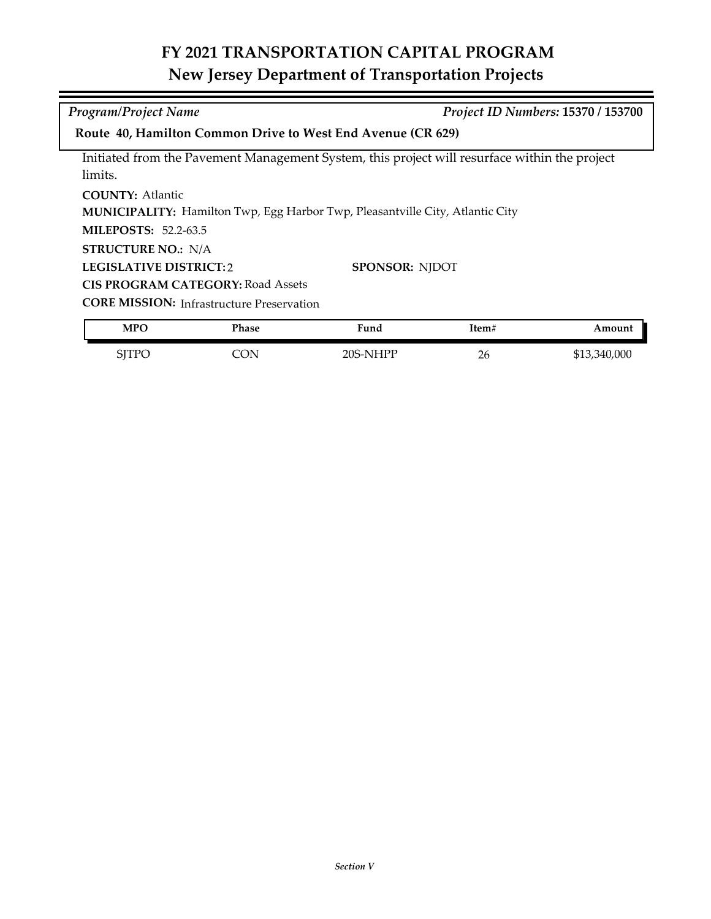# FY 2021 TRANSPORTATION CAPITAL PROGRAM
## New Jersey Department of Transportation Projects

*Program/Project Name* | *Project ID Numbers:* **15370 / 153700**

**Route 40, Hamilton Common Drive to West End Avenue (CR 629)**

Initiated from the Pavement Management System, this project will resurface within the project limits.

**COUNTY:** Atlantic

**MUNICIPALITY:** Hamilton Twp, Egg Harbor Twp, Pleasantville City, Atlantic City

**MILEPOSTS:** 52.2-63.5

**STRUCTURE NO.:** N/A

**LEGISLATIVE DISTRICT:** 2

**SPONSOR:** NJDOT

**CIS PROGRAM CATEGORY:** Road Assets

**CORE MISSION:** Infrastructure Preservation

| MPO | Phase | Fund | Item# | Amount |
|---|---|---|---|---|
| SJTPO | CON | 20S-NHPP | 26 | $13,340,000 |